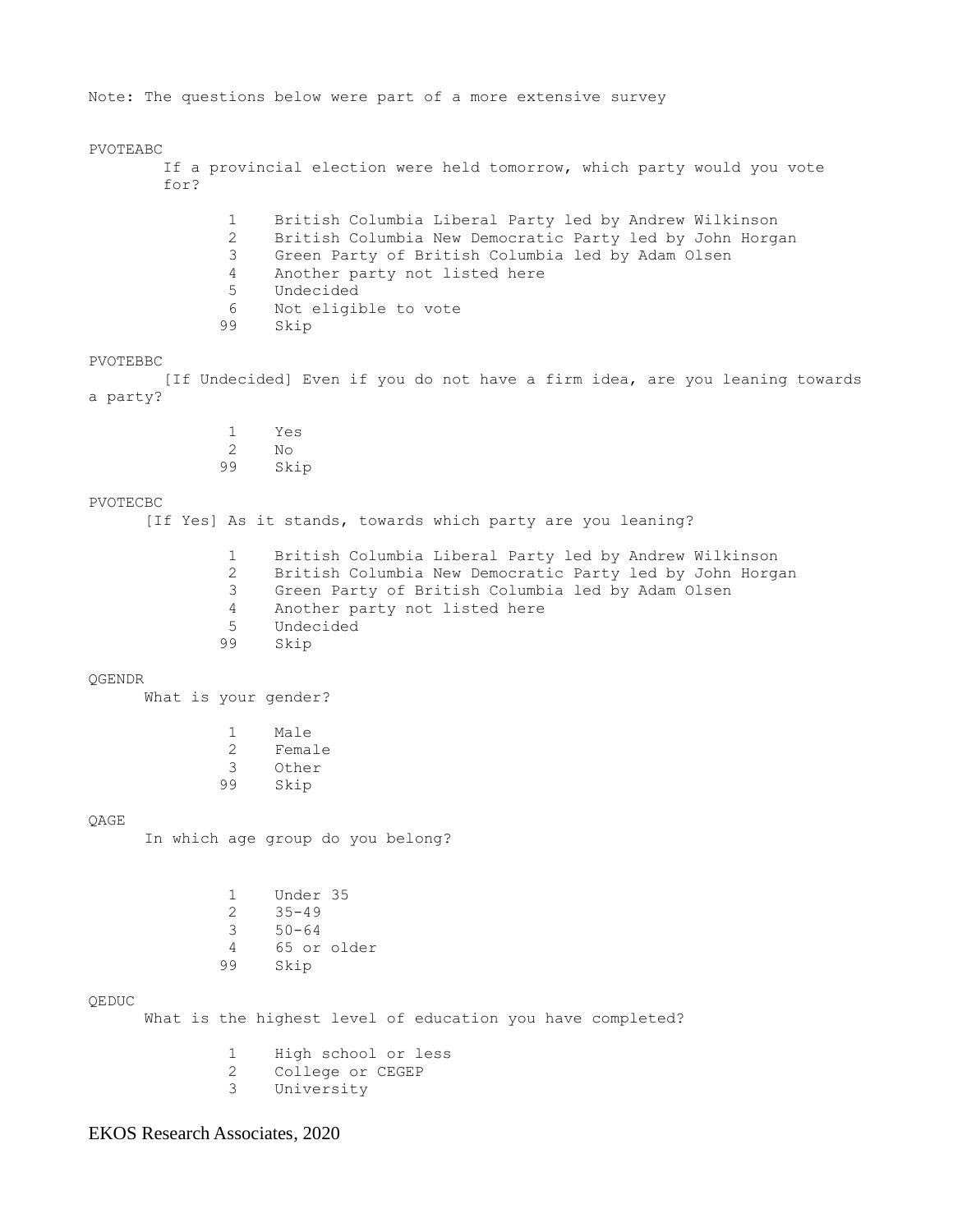Note: The questions below were part of a more extensive survey

PVOTEABC

If a provincial election were held tomorrow, which party would you vote for?

1 British Columbia Liberal Party led by Andrew Wilkinson
2 British Columbia New Democratic Party led by John Horgan
3 Green Party of British Columbia led by Adam Olsen
4 Another party not listed here
5 Undecided
6 Not eligible to vote
99 Skip

PVOTEBBC

[If Undecided] Even if you do not have a firm idea, are you leaning towards a party?

1 Yes
2 No
99 Skip

PVOTECBC

[If Yes] As it stands, towards which party are you leaning?

1 British Columbia Liberal Party led by Andrew Wilkinson
2 British Columbia New Democratic Party led by John Horgan
3 Green Party of British Columbia led by Adam Olsen
4 Another party not listed here
5 Undecided
99 Skip

QGENDR

What is your gender?

1 Male
2 Female
3 Other
99 Skip

QAGE

In which age group do you belong?

1 Under 35
2 35-49
3 50-64
4 65 or older
99 Skip

QEDUC

What is the highest level of education you have completed?

1 High school or less
2 College or CEGEP
3 University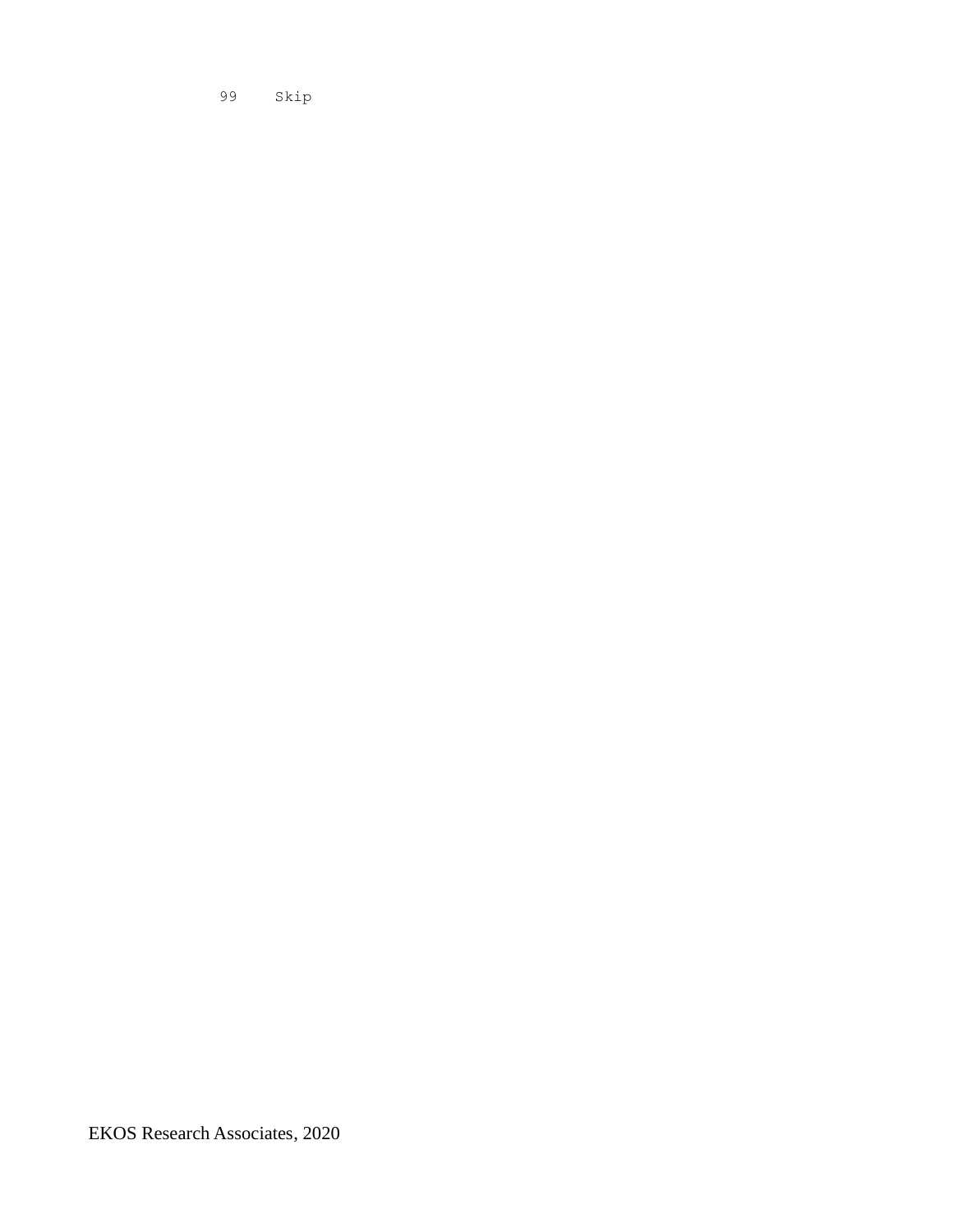```
99    Skip
```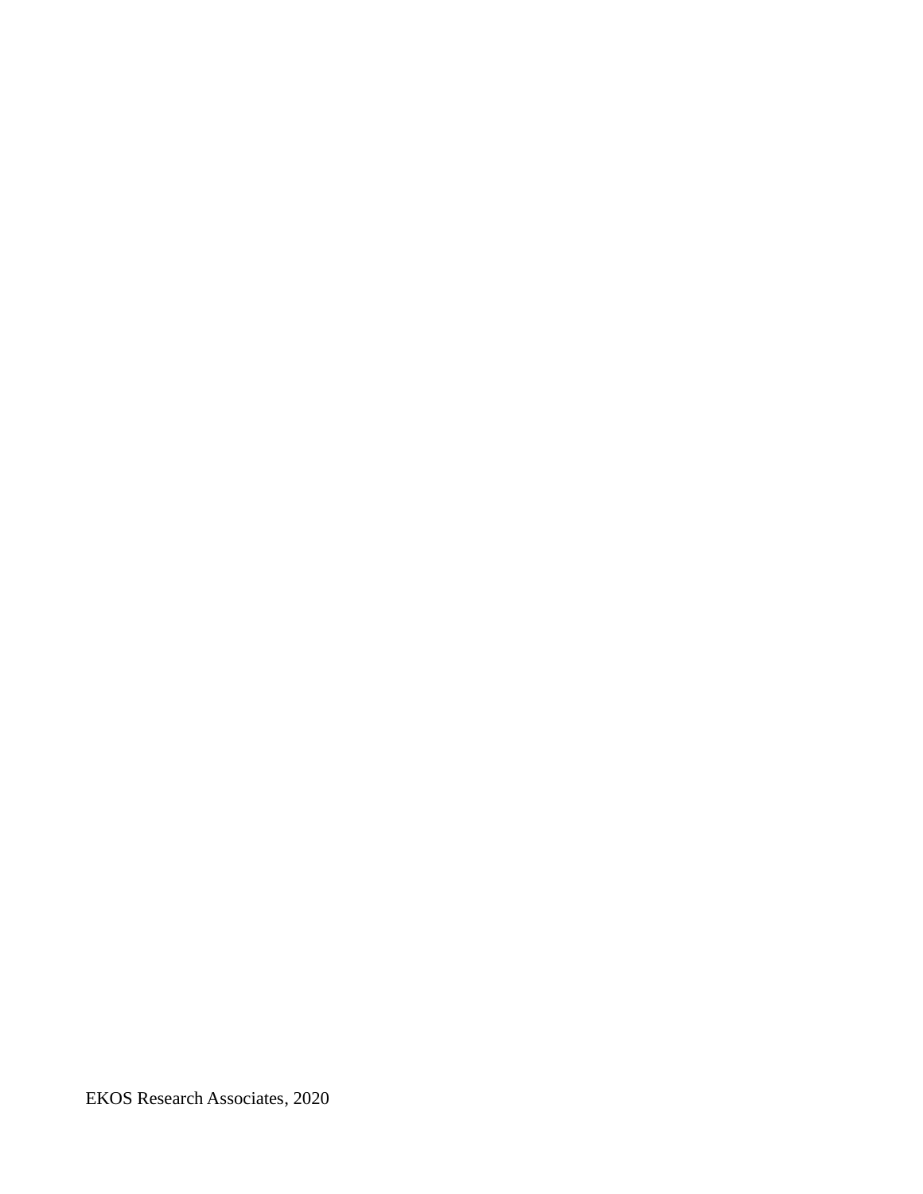EKOS Research Associates, 2020